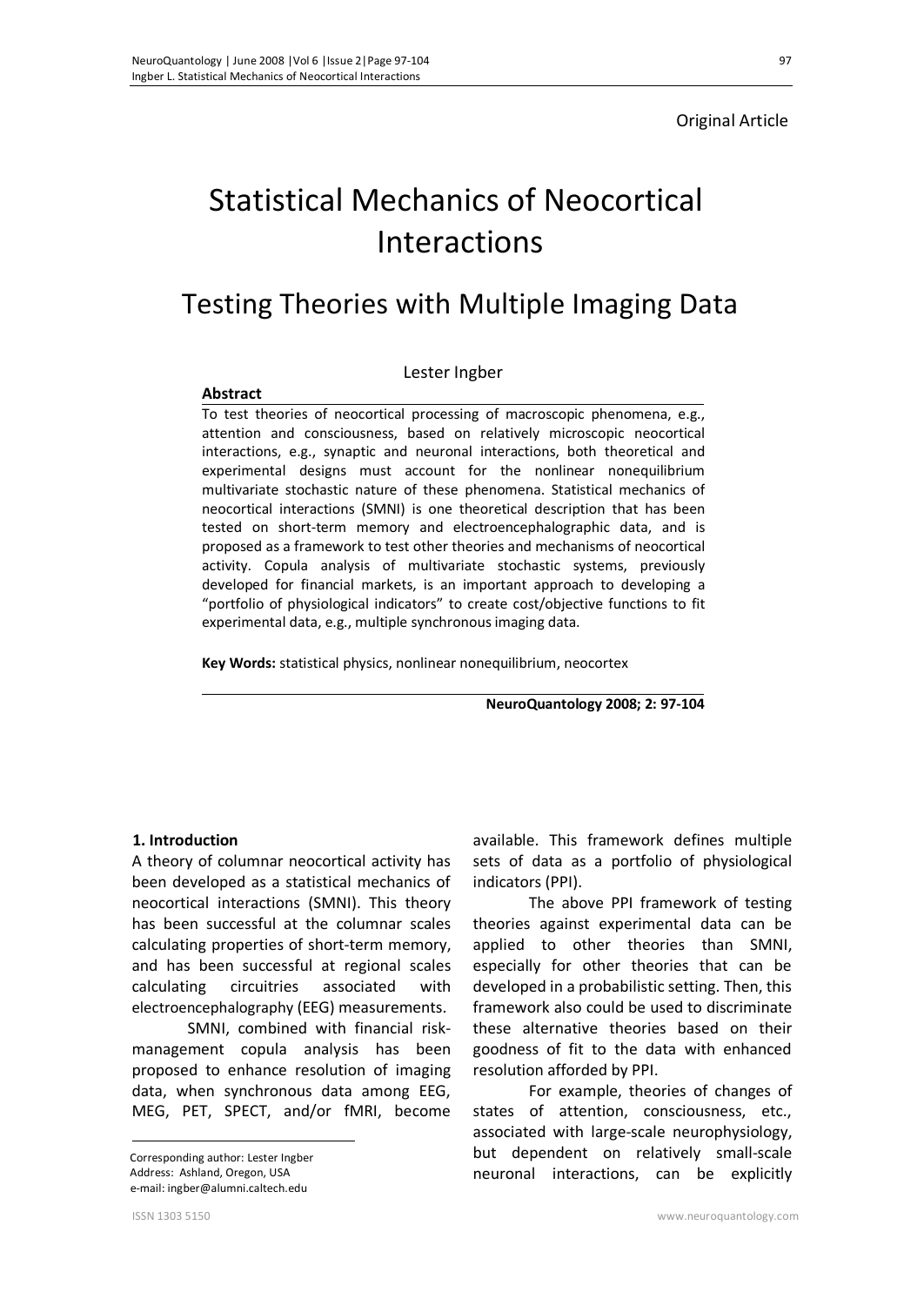Original Article

# Statistical Mechanics of Neocortical Interactions

## Testing Theories with Multiple Imaging Data

Lester Ingber

**Abstract**

To test theories of neocortical processing of macroscopic phenomena, e.g., attention and consciousness, based on relatively microscopic neocortical interactions, e.g., synaptic and neuronal interactions, both theoretical and experimental designs must account for the nonlinear nonequilibrium multivariate stochastic nature of these phenomena. Statistical mechanics of neocortical interactions (SMNI) is one theoretical description that has been tested on short-term memory and electroencephalographic data, and is proposed as a framework to test other theories and mechanisms of neocortical activity. Copula analysis of multivariate stochastic systems, previously developed for financial markets, is an important approach to developing a "portfolio of physiological indicators" to create cost/objective functions to fit experimental data, e.g., multiple synchronous imaging data.

**Key Words:** statistical physics, nonlinear nonequilibrium, neocortex

**NeuroQuantology 2008; 2: 97-104**

### 1. Introduction

A theory of columnar neocortical activity has been developed as a statistical mechanics of neocortical interactions (SMNI). This theory has been successful at the columnar scales calculating properties of short-term memory, and has been successful at regional scales calculating circuitries associated with electroencephalography (EEG) measurements.

SMNI, combined with financial risk-management copula analysis has been proposed to enhance resolution of imaging data, when synchronous data among EEG, MEG, PET, SPECT, and/or fMRI, become available. This framework defines multiple sets of data as a portfolio of physiological indicators (PPI).

The above PPI framework of testing theories against experimental data can be applied to other theories than SMNI, especially for other theories that can be developed in a probabilistic setting. Then, this framework also could be used to discriminate these alternative theories based on their goodness of fit to the data with enhanced resolution afforded by PPI.

For example, theories of changes of states of attention, consciousness, etc., associated with large-scale neurophysiology, but dependent on relatively small-scale neuronal interactions, can be explicitly

Corresponding author: Lester Ingber
Address: Ashland, Oregon, USA
e-mail: ingber@alumni.caltech.edu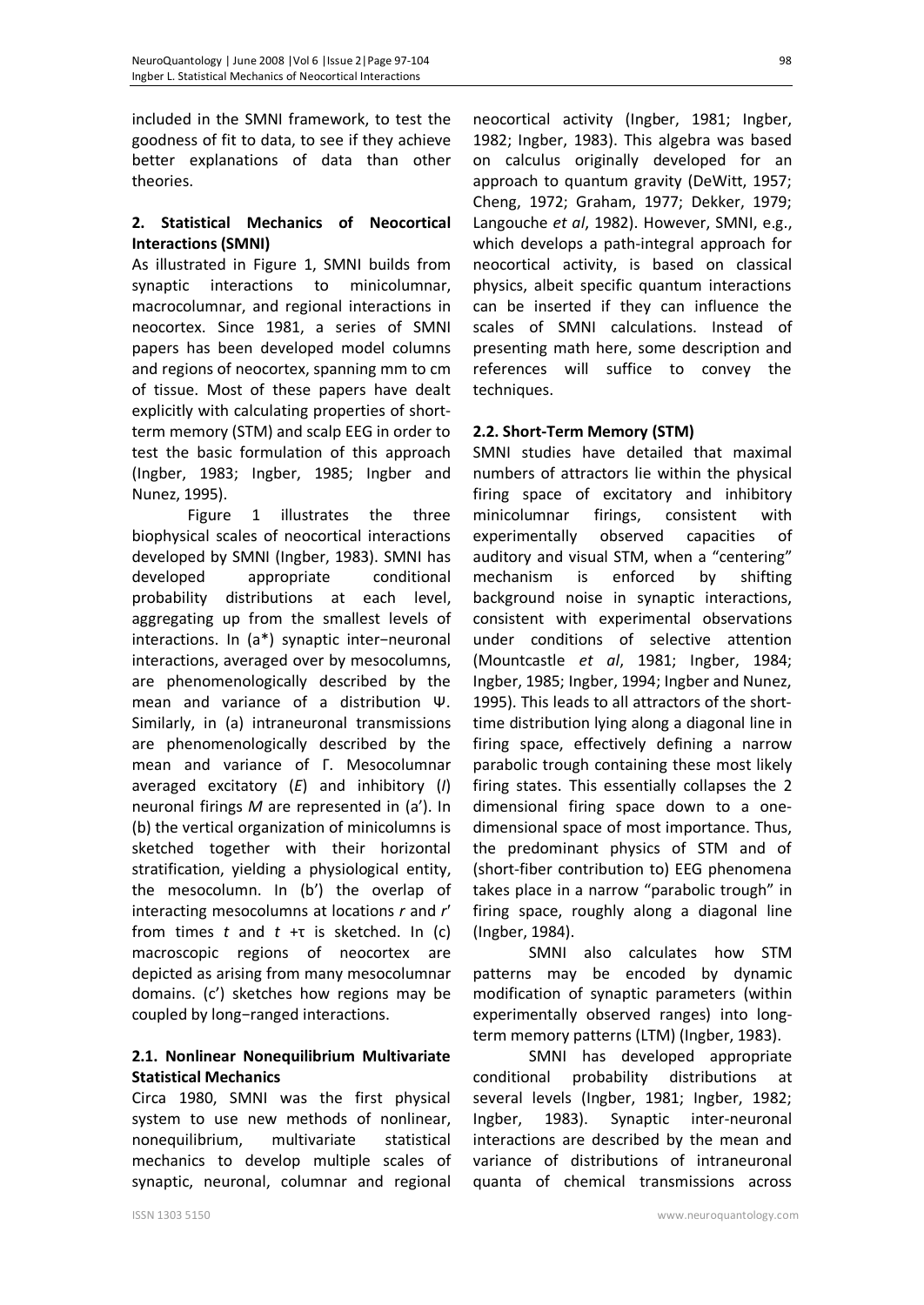included in the SMNI framework, to test the goodness of fit to data, to see if they achieve better explanations of data than other theories.

## 2. Statistical Mechanics of Neocortical Interactions (SMNI)

As illustrated in Figure 1, SMNI builds from synaptic interactions to minicolumnar, macrocolumnar, and regional interactions in neocortex. Since 1981, a series of SMNI papers has been developed model columns and regions of neocortex, spanning mm to cm of tissue. Most of these papers have dealt explicitly with calculating properties of short-term memory (STM) and scalp EEG in order to test the basic formulation of this approach (Ingber, 1983; Ingber, 1985; Ingber and Nunez, 1995).

Figure 1 illustrates the three biophysical scales of neocortical interactions developed by SMNI (Ingber, 1983). SMNI has developed appropriate conditional probability distributions at each level, aggregating up from the smallest levels of interactions. In (a*) synaptic inter−neuronal interactions, averaged over by mesocolumns, are phenomenologically described by the mean and variance of a distribution $\Psi$. Similarly, in (a) intraneuronal transmissions are phenomenologically described by the mean and variance of $\Gamma$. Mesocolumnar averaged excitatory ($E$) and inhibitory ($I$) neuronal firings $M$ are represented in (a'). In (b) the vertical organization of minicolumns is sketched together with their horizontal stratification, yielding a physiological entity, the mesocolumn. In (b') the overlap of interacting mesocolumns at locations $r$ and $r'$ from times $t$ and $t+\tau$ is sketched. In (c) macroscopic regions of neocortex are depicted as arising from many mesocolumnar domains. (c') sketches how regions may be coupled by long−ranged interactions.

### 2.1. Nonlinear Nonequilibrium Multivariate Statistical Mechanics

Circa 1980, SMNI was the first physical system to use new methods of nonlinear, nonequilibrium, multivariate statistical mechanics to develop multiple scales of synaptic, neuronal, columnar and regional neocortical activity (Ingber, 1981; Ingber, 1982; Ingber, 1983). This algebra was based on calculus originally developed for an approach to quantum gravity (DeWitt, 1957; Cheng, 1972; Graham, 1977; Dekker, 1979; Langouche *et al*, 1982). However, SMNI, e.g., which develops a path-integral approach for neocortical activity, is based on classical physics, albeit specific quantum interactions can be inserted if they can influence the scales of SMNI calculations. Instead of presenting math here, some description and references will suffice to convey the techniques.

### 2.2. Short-Term Memory (STM)

SMNI studies have detailed that maximal numbers of attractors lie within the physical firing space of excitatory and inhibitory minicolumnar firings, consistent with experimentally observed capacities of auditory and visual STM, when a "centering" mechanism is enforced by shifting background noise in synaptic interactions, consistent with experimental observations under conditions of selective attention (Mountcastle *et al*, 1981; Ingber, 1984; Ingber, 1985; Ingber, 1994; Ingber and Nunez, 1995). This leads to all attractors of the short-time distribution lying along a diagonal line in firing space, effectively defining a narrow parabolic trough containing these most likely firing states. This essentially collapses the 2 dimensional firing space down to a one-dimensional space of most importance. Thus, the predominant physics of STM and of (short-fiber contribution to) EEG phenomena takes place in a narrow "parabolic trough" in firing space, roughly along a diagonal line (Ingber, 1984).

SMNI also calculates how STM patterns may be encoded by dynamic modification of synaptic parameters (within experimentally observed ranges) into long-term memory patterns (LTM) (Ingber, 1983).

SMNI has developed appropriate conditional probability distributions at several levels (Ingber, 1981; Ingber, 1982; Ingber, 1983). Synaptic inter-neuronal interactions are described by the mean and variance of distributions of intraneuronal quanta of chemical transmissions across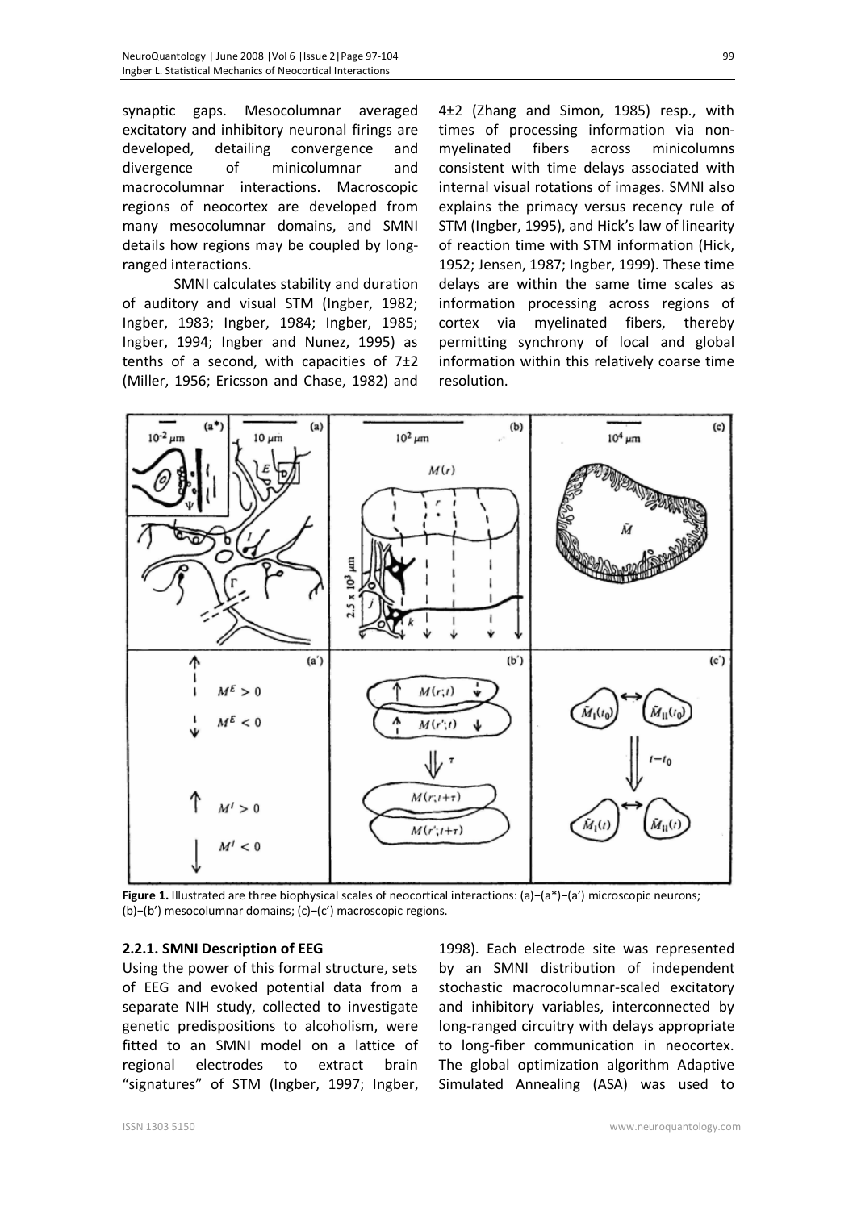synaptic gaps. Mesocolumnar averaged excitatory and inhibitory neuronal firings are developed, detailing convergence and divergence of minicolumnar and macrocolumnar interactions. Macroscopic regions of neocortex are developed from many mesocolumnar domains, and SMNI details how regions may be coupled by long-ranged interactions.

SMNI calculates stability and duration of auditory and visual STM (Ingber, 1982; Ingber, 1983; Ingber, 1984; Ingber, 1985; Ingber, 1994; Ingber and Nunez, 1995) as tenths of a second, with capacities of 7±2 (Miller, 1956; Ericsson and Chase, 1982) and 4±2 (Zhang and Simon, 1985) resp., with times of processing information via non-myelinated fibers across minicolumns consistent with time delays associated with internal visual rotations of images. SMNI also explains the primacy versus recency rule of STM (Ingber, 1995), and Hick's law of linearity of reaction time with STM information (Hick, 1952; Jensen, 1987; Ingber, 1999). These time delays are within the same time scales as information processing across regions of cortex via myelinated fibers, thereby permitting synchrony of local and global information within this relatively coarse time resolution.

**Figure 1.** Illustrated are three biophysical scales of neocortical interactions: (a)−(a*)−(a') microscopic neurons; (b)−(b') mesocolumnar domains; (c)−(c') macroscopic regions.

### 2.2.1. SMNI Description of EEG

Using the power of this formal structure, sets of EEG and evoked potential data from a separate NIH study, collected to investigate genetic predispositions to alcoholism, were fitted to an SMNI model on a lattice of regional electrodes to extract brain "signatures" of STM (Ingber, 1997; Ingber, 1998). Each electrode site was represented by an SMNI distribution of independent stochastic macrocolumnar-scaled excitatory and inhibitory variables, interconnected by long-ranged circuitry with delays appropriate to long-fiber communication in neocortex. The global optimization algorithm Adaptive Simulated Annealing (ASA) was used to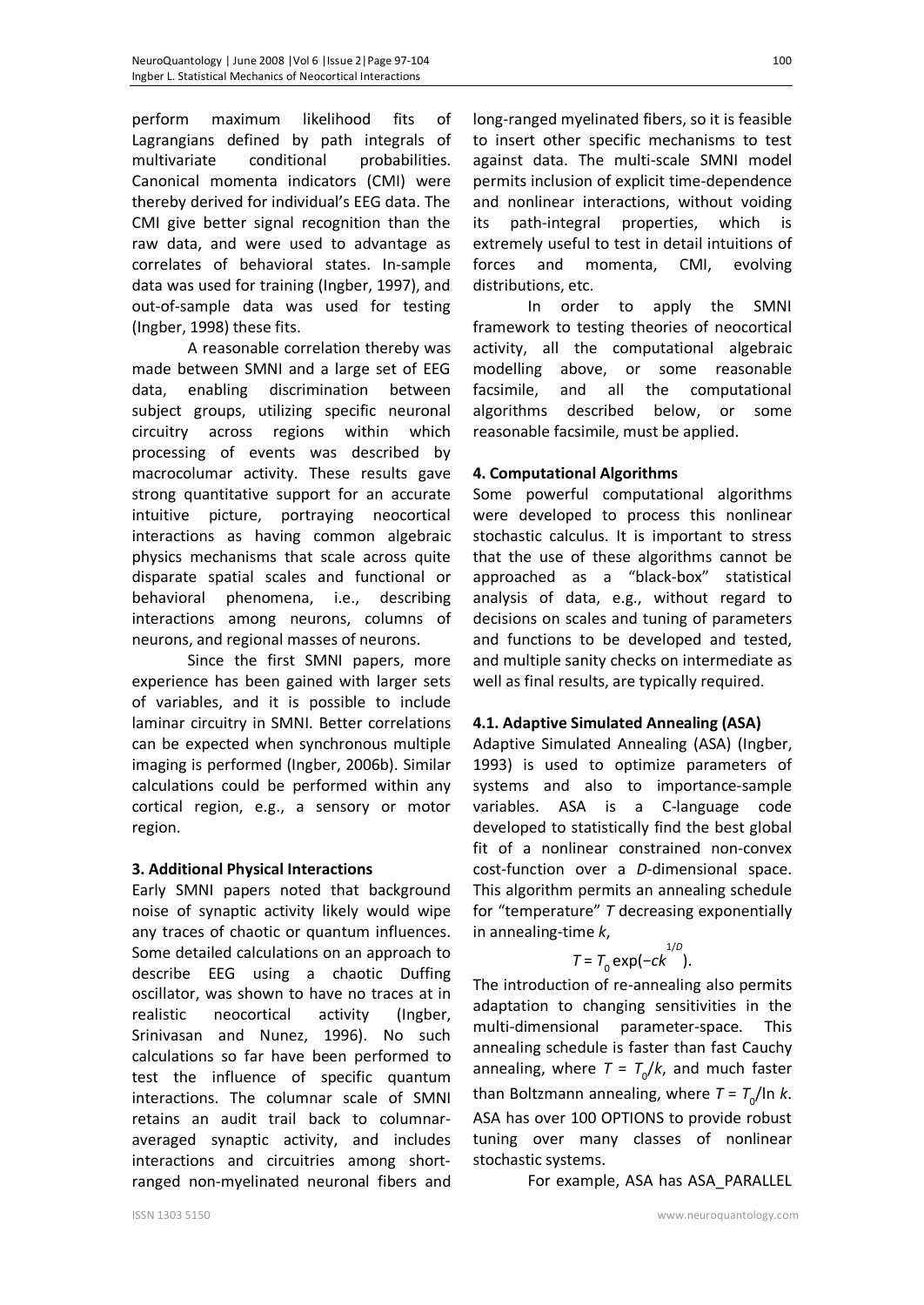perform maximum likelihood fits of Lagrangians defined by path integrals of multivariate conditional probabilities. Canonical momenta indicators (CMI) were thereby derived for individual's EEG data. The CMI give better signal recognition than the raw data, and were used to advantage as correlates of behavioral states. In-sample data was used for training (Ingber, 1997), and out-of-sample data was used for testing (Ingber, 1998) these fits.

A reasonable correlation thereby was made between SMNI and a large set of EEG data, enabling discrimination between subject groups, utilizing specific neuronal circuitry across regions within which processing of events was described by macrocolumar activity. These results gave strong quantitative support for an accurate intuitive picture, portraying neocortical interactions as having common algebraic physics mechanisms that scale across quite disparate spatial scales and functional or behavioral phenomena, i.e., describing interactions among neurons, columns of neurons, and regional masses of neurons.

Since the first SMNI papers, more experience has been gained with larger sets of variables, and it is possible to include laminar circuitry in SMNI. Better correlations can be expected when synchronous multiple imaging is performed (Ingber, 2006b). Similar calculations could be performed within any cortical region, e.g., a sensory or motor region.

## 3. Additional Physical Interactions

Early SMNI papers noted that background noise of synaptic activity likely would wipe any traces of chaotic or quantum influences. Some detailed calculations on an approach to describe EEG using a chaotic Duffing oscillator, was shown to have no traces at in realistic neocortical activity (Ingber, Srinivasan and Nunez, 1996). No such calculations so far have been performed to test the influence of specific quantum interactions. The columnar scale of SMNI retains an audit trail back to columnar-averaged synaptic activity, and includes interactions and circuitries among short-ranged non-myelinated neuronal fibers and long-ranged myelinated fibers, so it is feasible to insert other specific mechanisms to test against data. The multi-scale SMNI model permits inclusion of explicit time-dependence and nonlinear interactions, without voiding its path-integral properties, which is extremely useful to test in detail intuitions of forces and momenta, CMI, evolving distributions, etc.

In order to apply the SMNI framework to testing theories of neocortical activity, all the computational algebraic modelling above, or some reasonable facsimile, and all the computational algorithms described below, or some reasonable facsimile, must be applied.

## 4. Computational Algorithms

Some powerful computational algorithms were developed to process this nonlinear stochastic calculus. It is important to stress that the use of these algorithms cannot be approached as a "black-box" statistical analysis of data, e.g., without regard to decisions on scales and tuning of parameters and functions to be developed and tested, and multiple sanity checks on intermediate as well as final results, are typically required.

### 4.1. Adaptive Simulated Annealing (ASA)

Adaptive Simulated Annealing (ASA) (Ingber, 1993) is used to optimize parameters of systems and also to importance-sample variables. ASA is a C-language code developed to statistically find the best global fit of a nonlinear constrained non-convex cost-function over a *D*-dimensional space. This algorithm permits an annealing schedule for "temperature" $T$ decreasing exponentially in annealing-time $k$,

$$T = T_0 \exp(-ck^{1/D}).$$

The introduction of re-annealing also permits adaptation to changing sensitivities in the multi-dimensional parameter-space. This annealing schedule is faster than fast Cauchy annealing, where $T = T_0/k$, and much faster than Boltzmann annealing, where $T = T_0/\ln k$. ASA has over 100 OPTIONS to provide robust tuning over many classes of nonlinear stochastic systems.

For example, ASA has ASA_PARALLEL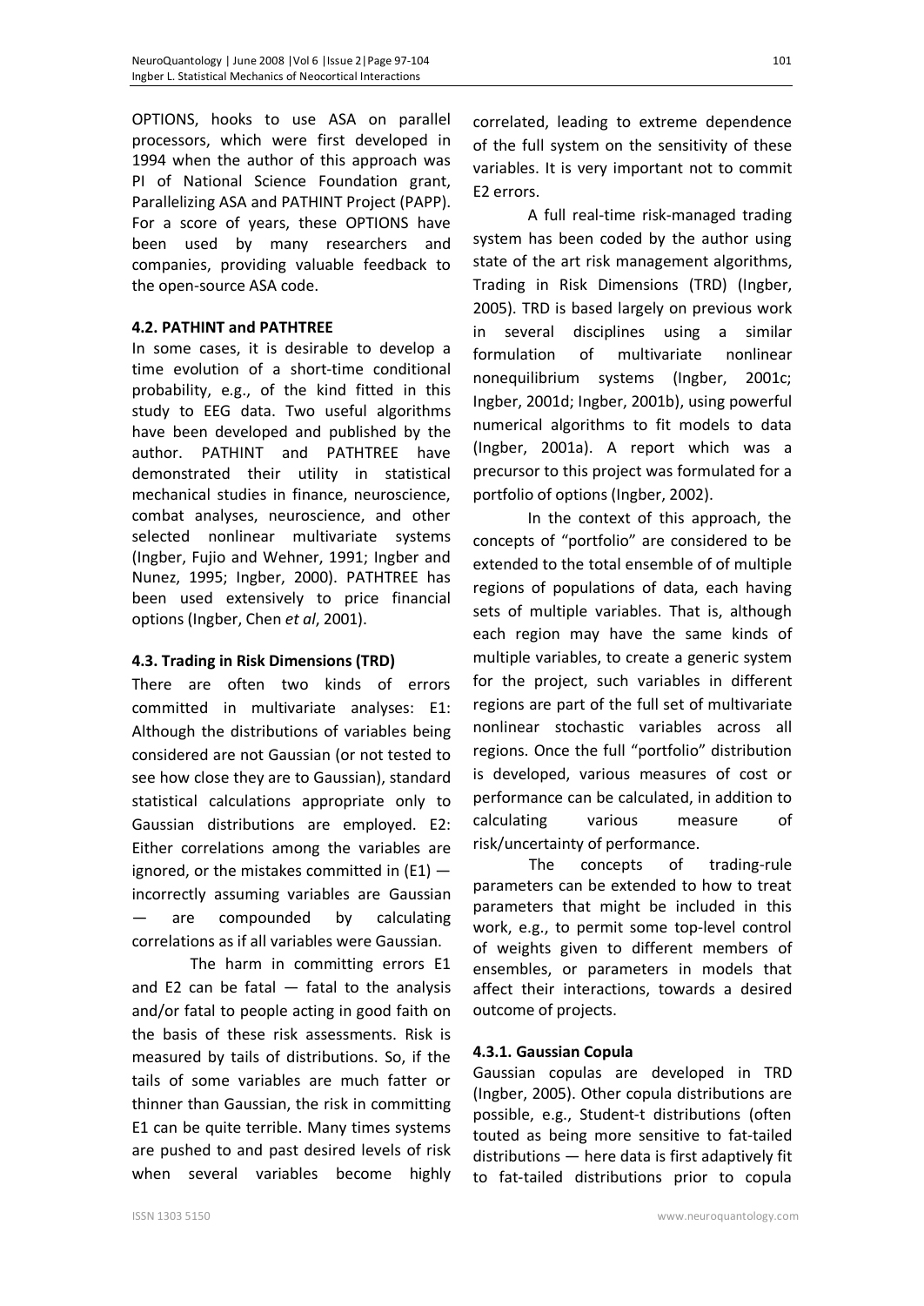OPTIONS, hooks to use ASA on parallel processors, which were first developed in 1994 when the author of this approach was PI of National Science Foundation grant, Parallelizing ASA and PATHINT Project (PAPP). For a score of years, these OPTIONS have been used by many researchers and companies, providing valuable feedback to the open-source ASA code.

### 4.2. PATHINT and PATHTREE

In some cases, it is desirable to develop a time evolution of a short-time conditional probability, e.g., of the kind fitted in this study to EEG data. Two useful algorithms have been developed and published by the author. PATHINT and PATHTREE have demonstrated their utility in statistical mechanical studies in finance, neuroscience, combat analyses, neuroscience, and other selected nonlinear multivariate systems (Ingber, Fujio and Wehner, 1991; Ingber and Nunez, 1995; Ingber, 2000). PATHTREE has been used extensively to price financial options (Ingber, Chen *et al*, 2001).

### 4.3. Trading in Risk Dimensions (TRD)

There are often two kinds of errors committed in multivariate analyses: E1: Although the distributions of variables being considered are not Gaussian (or not tested to see how close they are to Gaussian), standard statistical calculations appropriate only to Gaussian distributions are employed. E2: Either correlations among the variables are ignored, or the mistakes committed in (E1) — incorrectly assuming variables are Gaussian — are compounded by calculating correlations as if all variables were Gaussian.

The harm in committing errors E1 and E2 can be fatal — fatal to the analysis and/or fatal to people acting in good faith on the basis of these risk assessments. Risk is measured by tails of distributions. So, if the tails of some variables are much fatter or thinner than Gaussian, the risk in committing E1 can be quite terrible. Many times systems are pushed to and past desired levels of risk when several variables become highly correlated, leading to extreme dependence of the full system on the sensitivity of these variables. It is very important not to commit E2 errors.

A full real-time risk-managed trading system has been coded by the author using state of the art risk management algorithms, Trading in Risk Dimensions (TRD) (Ingber, 2005). TRD is based largely on previous work in several disciplines using a similar formulation of multivariate nonlinear nonequilibrium systems (Ingber, 2001c; Ingber, 2001d; Ingber, 2001b), using powerful numerical algorithms to fit models to data (Ingber, 2001a). A report which was a precursor to this project was formulated for a portfolio of options (Ingber, 2002).

In the context of this approach, the concepts of "portfolio" are considered to be extended to the total ensemble of of multiple regions of populations of data, each having sets of multiple variables. That is, although each region may have the same kinds of multiple variables, to create a generic system for the project, such variables in different regions are part of the full set of multivariate nonlinear stochastic variables across all regions. Once the full "portfolio" distribution is developed, various measures of cost or performance can be calculated, in addition to calculating various measure of risk/uncertainty of performance.

The concepts of trading-rule parameters can be extended to how to treat parameters that might be included in this work, e.g., to permit some top-level control of weights given to different members of ensembles, or parameters in models that affect their interactions, towards a desired outcome of projects.

#### 4.3.1. Gaussian Copula

Gaussian copulas are developed in TRD (Ingber, 2005). Other copula distributions are possible, e.g., Student-t distributions (often touted as being more sensitive to fat-tailed distributions — here data is first adaptively fit to fat-tailed distributions prior to copula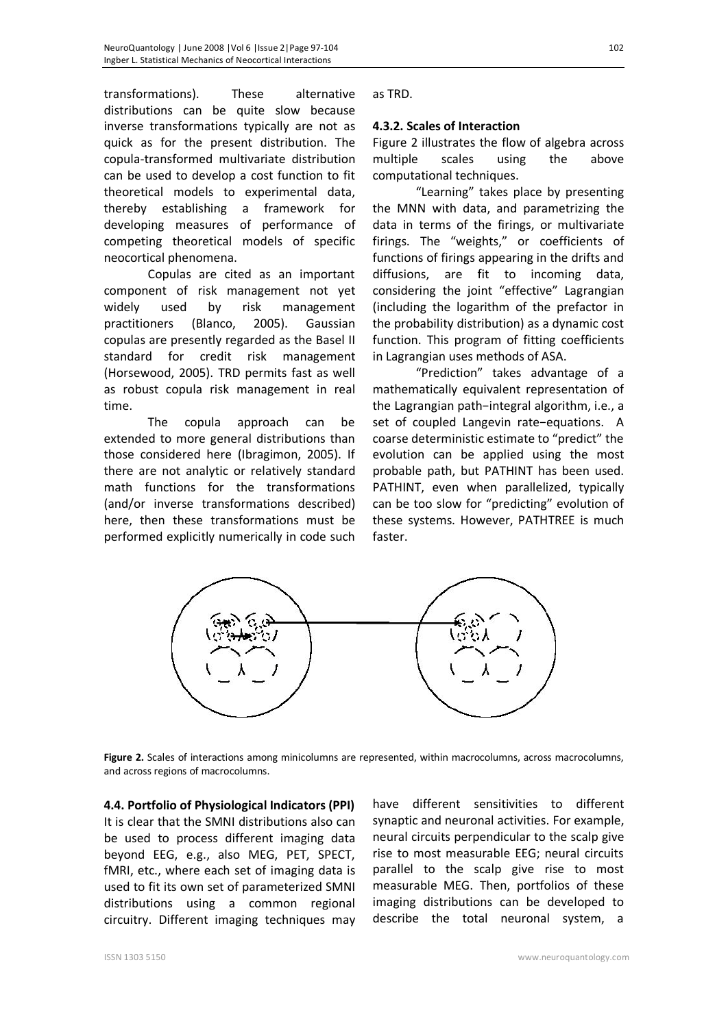transformations). These alternative distributions can be quite slow because inverse transformations typically are not as quick as for the present distribution. The copula-transformed multivariate distribution can be used to develop a cost function to fit theoretical models to experimental data, thereby establishing a framework for developing measures of performance of competing theoretical models of specific neocortical phenomena.

Copulas are cited as an important component of risk management not yet widely used by risk management practitioners (Blanco, 2005). Gaussian copulas are presently regarded as the Basel II standard for credit risk management (Horsewood, 2005). TRD permits fast as well as robust copula risk management in real time.

The copula approach can be extended to more general distributions than those considered here (Ibragimon, 2005). If there are not analytic or relatively standard math functions for the transformations (and/or inverse transformations described) here, then these transformations must be performed explicitly numerically in code such as TRD.

#### 4.3.2. Scales of Interaction

Figure 2 illustrates the flow of algebra across multiple scales using the above computational techniques.

"Learning" takes place by presenting the MNN with data, and parametrizing the data in terms of the firings, or multivariate firings. The "weights," or coefficients of functions of firings appearing in the drifts and diffusions, are fit to incoming data, considering the joint "effective" Lagrangian (including the logarithm of the prefactor in the probability distribution) as a dynamic cost function. This program of fitting coefficients in Lagrangian uses methods of ASA.

"Prediction" takes advantage of a mathematically equivalent representation of the Lagrangian path−integral algorithm, i.e., a set of coupled Langevin rate−equations. A coarse deterministic estimate to "predict" the evolution can be applied using the most probable path, but PATHINT has been used. PATHINT, even when parallelized, typically can be too slow for "predicting" evolution of these systems. However, PATHTREE is much faster.

**Figure 2.** Scales of interactions among minicolumns are represented, within macrocolumns, across macrocolumns, and across regions of macrocolumns.

### 4.4. Portfolio of Physiological Indicators (PPI)

It is clear that the SMNI distributions also can be used to process different imaging data beyond EEG, e.g., also MEG, PET, SPECT, fMRI, etc., where each set of imaging data is used to fit its own set of parameterized SMNI distributions using a common regional circuitry. Different imaging techniques may have different sensitivities to different synaptic and neuronal activities. For example, neural circuits perpendicular to the scalp give rise to most measurable EEG; neural circuits parallel to the scalp give rise to most measurable MEG. Then, portfolios of these imaging distributions can be developed to describe the total neuronal system, a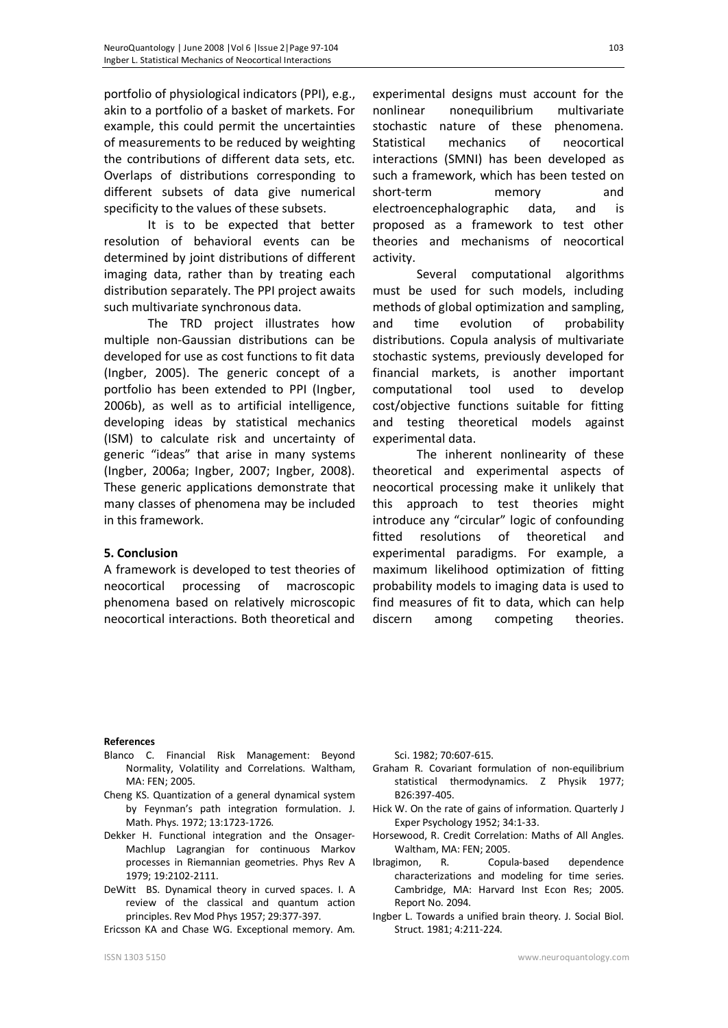portfolio of physiological indicators (PPI), e.g., akin to a portfolio of a basket of markets. For example, this could permit the uncertainties of measurements to be reduced by weighting the contributions of different data sets, etc. Overlaps of distributions corresponding to different subsets of data give numerical specificity to the values of these subsets.

It is to be expected that better resolution of behavioral events can be determined by joint distributions of different imaging data, rather than by treating each distribution separately. The PPI project awaits such multivariate synchronous data.

The TRD project illustrates how multiple non-Gaussian distributions can be developed for use as cost functions to fit data (Ingber, 2005). The generic concept of a portfolio has been extended to PPI (Ingber, 2006b), as well as to artificial intelligence, developing ideas by statistical mechanics (ISM) to calculate risk and uncertainty of generic "ideas" that arise in many systems (Ingber, 2006a; Ingber, 2007; Ingber, 2008). These generic applications demonstrate that many classes of phenomena may be included in this framework.

## 5. Conclusion

A framework is developed to test theories of neocortical processing of macroscopic phenomena based on relatively microscopic neocortical interactions. Both theoretical and experimental designs must account for the nonlinear nonequilibrium multivariate stochastic nature of these phenomena. Statistical mechanics of neocortical interactions (SMNI) has been developed as such a framework, which has been tested on short-term memory and electroencephalographic data, and is proposed as a framework to test other theories and mechanisms of neocortical activity.

Several computational algorithms must be used for such models, including methods of global optimization and sampling, and time evolution of probability distributions. Copula analysis of multivariate stochastic systems, previously developed for financial markets, is another important computational tool used to develop cost/objective functions suitable for fitting and testing theoretical models against experimental data.

The inherent nonlinearity of these theoretical and experimental aspects of neocortical processing make it unlikely that this approach to test theories might introduce any "circular" logic of confounding fitted resolutions of theoretical and experimental paradigms. For example, a maximum likelihood optimization of fitting probability models to imaging data is used to find measures of fit to data, which can help discern among competing theories.

**References**

- Blanco C. Financial Risk Management: Beyond Normality, Volatility and Correlations. Waltham, MA: FEN; 2005.
- Cheng KS. Quantization of a general dynamical system by Feynman's path integration formulation. J. Math. Phys. 1972; 13:1723-1726.
- Dekker H. Functional integration and the Onsager-Machlup Lagrangian for continuous Markov processes in Riemannian geometries. Phys Rev A 1979; 19:2102-2111.
- DeWitt BS. Dynamical theory in curved spaces. I. A review of the classical and quantum action principles. Rev Mod Phys 1957; 29:377-397.
- Ericsson KA and Chase WG. Exceptional memory. Am. Sci. 1982; 70:607-615.
- Graham R. Covariant formulation of non-equilibrium statistical thermodynamics. Z Physik 1977; B26:397-405.
- Hick W. On the rate of gains of information. Quarterly J Exper Psychology 1952; 34:1-33.
- Horsewood, R. Credit Correlation: Maths of All Angles. Waltham, MA: FEN; 2005.
- Ibragimon, R. Copula-based dependence characterizations and modeling for time series. Cambridge, MA: Harvard Inst Econ Res; 2005. Report No. 2094.
- Ingber L. Towards a unified brain theory. J. Social Biol. Struct. 1981; 4:211-224.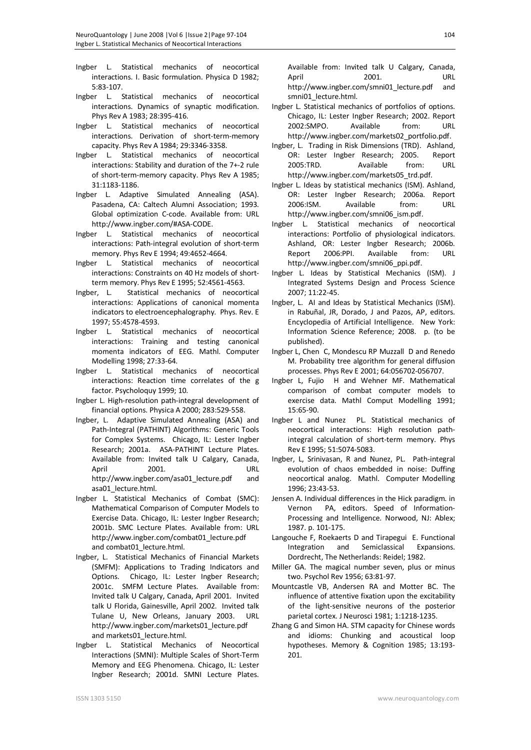Ingber L. Statistical mechanics of neocortical interactions. I. Basic formulation. Physica D 1982; 5:83-107.

Ingber L. Statistical mechanics of neocortical interactions. Dynamics of synaptic modification. Phys Rev A 1983; 28:395-416.

Ingber L. Statistical mechanics of neocortical interactions. Derivation of short-term-memory capacity. Phys Rev A 1984; 29:3346-3358.

Ingber L. Statistical mechanics of neocortical interactions: Stability and duration of the 7+-2 rule of short-term-memory capacity. Phys Rev A 1985; 31:1183-1186.

Ingber L. Adaptive Simulated Annealing (ASA). Pasadena, CA: Caltech Alumni Association; 1993. Global optimization C-code. Available from: URL http://www.ingber.com/#ASA-CODE.

Ingber L. Statistical mechanics of neocortical interactions: Path-integral evolution of short-term memory. Phys Rev E 1994; 49:4652-4664.

Ingber L. Statistical mechanics of neocortical interactions: Constraints on 40 Hz models of short-term memory. Phys Rev E 1995; 52:4561-4563.

Ingber, L. Statistical mechanics of neocortical interactions: Applications of canonical momenta indicators to electroencephalography. Phys. Rev. E 1997; 55:4578-4593.

Ingber L. Statistical mechanics of neocortical interactions: Training and testing canonical momenta indicators of EEG. Mathl. Computer Modelling 1998; 27:33-64.

Ingber L. Statistical mechanics of neocortical interactions: Reaction time correlates of the g factor. Psycholoquy 1999; 10.

Ingber L. High-resolution path-integral development of financial options. Physica A 2000; 283:529-558.

Ingber, L. Adaptive Simulated Annealing (ASA) and Path-Integral (PATHINT) Algorithms: Generic Tools for Complex Systems. Chicago, IL: Lester Ingber Research; 2001a. ASA-PATHINT Lecture Plates. Available from: Invited talk U Calgary, Canada, April 2001. URL http://www.ingber.com/asa01_lecture.pdf and asa01_lecture.html.

Ingber L. Statistical Mechanics of Combat (SMC): Mathematical Comparison of Computer Models to Exercise Data. Chicago, IL: Lester Ingber Research; 2001b. SMC Lecture Plates. Available from: URL http://www.ingber.com/combat01_lecture.pdf and combat01_lecture.html.

Ingber, L. Statistical Mechanics of Financial Markets (SMFM): Applications to Trading Indicators and Options. Chicago, IL: Lester Ingber Research; 2001c. SMFM Lecture Plates. Available from: Invited talk U Calgary, Canada, April 2001. Invited talk U Florida, Gainesville, April 2002. Invited talk Tulane U, New Orleans, January 2003. URL http://www.ingber.com/markets01_lecture.pdf and markets01_lecture.html.

Ingber L. Statistical Mechanics of Neocortical Interactions (SMNI): Multiple Scales of Short-Term Memory and EEG Phenomena. Chicago, IL: Lester Ingber Research; 2001d. SMNI Lecture Plates. Available from: Invited talk U Calgary, Canada, April 2001. URL http://www.ingber.com/smni01_lecture.pdf and smni01_lecture.html.

Ingber L. Statistical mechanics of portfolios of options. Chicago, IL: Lester Ingber Research; 2002. Report 2002:SMPO. Available from: URL http://www.ingber.com/markets02_portfolio.pdf.

Ingber, L. Trading in Risk Dimensions (TRD). Ashland, OR: Lester Ingber Research; 2005. Report 2005:TRD. Available from: URL http://www.ingber.com/markets05_trd.pdf.

Ingber L. Ideas by statistical mechanics (ISM). Ashland, OR: Lester Ingber Research; 2006a. Report 2006:ISM. Available from: URL http://www.ingber.com/smni06_ism.pdf.

Ingber L. Statistical mechanics of neocortical interactions: Portfolio of physiological indicators. Ashland, OR: Lester Ingber Research; 2006b. Report 2006:PPI. Available from: URL http://www.ingber.com/smni06_ppi.pdf.

Ingber L. Ideas by Statistical Mechanics (ISM). J Integrated Systems Design and Process Science 2007; 11:22-45.

Ingber, L. AI and Ideas by Statistical Mechanics (ISM). in Rabuñal, JR, Dorado, J and Pazos, AP, editors. Encyclopedia of Artificial Intelligence. New York: Information Science Reference; 2008. p. (to be published).

Ingber L, Chen C, Mondescu RP Muzzall D and Renedo M. Probability tree algorithm for general diffusion processes. Phys Rev E 2001; 64:056702-056707.

Ingber L, Fujio H and Wehner MF. Mathematical comparison of combat computer models to exercise data. Mathl Comput Modelling 1991; 15:65-90.

Ingber L and Nunez PL. Statistical mechanics of neocortical interactions: High resolution path-integral calculation of short-term memory. Phys Rev E 1995; 51:5074-5083.

Ingber, L, Srinivasan, R and Nunez, PL. Path-integral evolution of chaos embedded in noise: Duffing neocortical analog. Mathl. Computer Modelling 1996; 23:43-53.

Jensen A. Individual differences in the Hick paradigm. in Vernon PA, editors. Speed of Information-Processing and Intelligence. Norwood, NJ: Ablex; 1987. p. 101-175.

Langouche F, Roekaerts D and Tirapegui E. Functional Integration and Semiclassical Expansions. Dordrecht, The Netherlands: Reidel; 1982.

Miller GA. The magical number seven, plus or minus two. Psychol Rev 1956; 63:81-97.

Mountcastle VB, Andersen RA and Motter BC. The influence of attentive fixation upon the excitability of the light-sensitive neurons of the posterior parietal cortex. J Neurosci 1981; 1:1218-1235.

Zhang G and Simon HA. STM capacity for Chinese words and idioms: Chunking and acoustical loop hypotheses. Memory & Cognition 1985; 13:193-201.